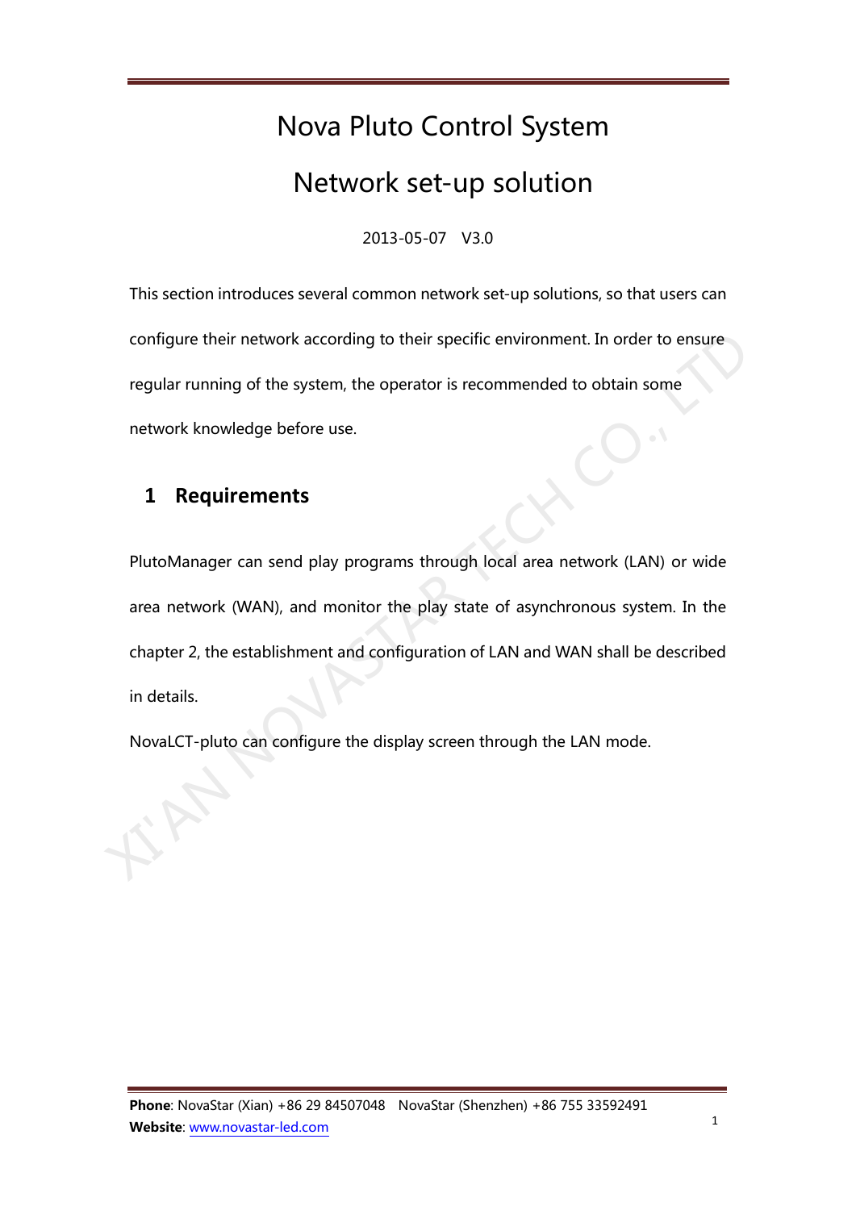# Nova Pluto Control System

# Network set-up solution

2013-05-07 V3.0

This section introduces several common network set-up solutions, so that users can configure their network according to their specific environment. In order to ensure regular running of the system, the operator is recommended to obtain some network knowledge before use.

## 1 Requirements

PlutoManager can send play programs through local area network (LAN) or wide area network (WAN), and monitor the play state of asynchronous system. In the chapter 2, the establishment and configuration of LAN and WAN shall be described in details.

NovaLCT-pluto can configure the display screen through the LAN mode.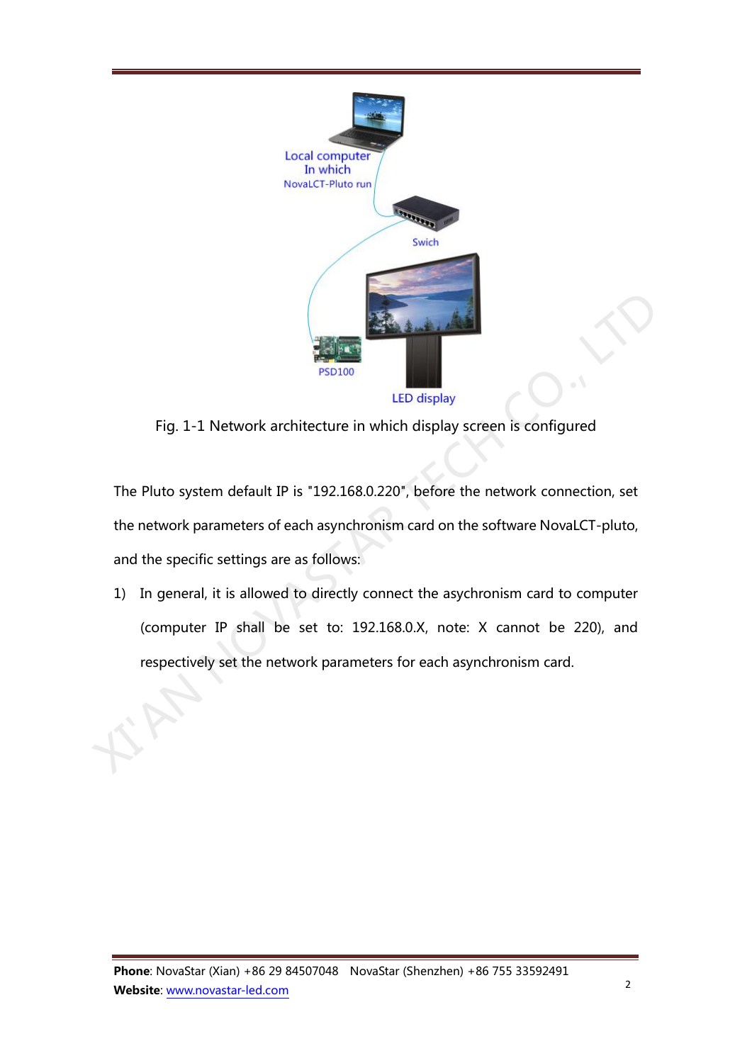Fig. 1-1 Network architecture in which display screen is configured

The Pluto system default IP is "192.168.0.220", before the network connection, set the network parameters of each asynchronism card on the software NovaLCT-pluto, and the specific settings are as follows:

1) In general, it is allowed to directly connect the asychronism card to computer (computer IP shall be set to: 192.168.0.X, note: X cannot be 220), and respectively set the network parameters for each asynchronism card.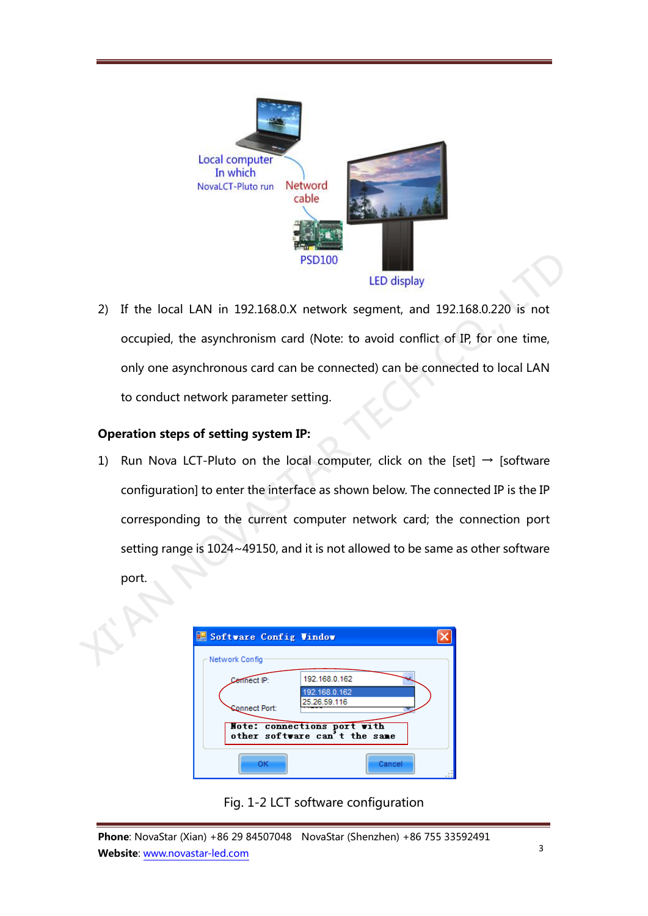2) If the local LAN in 192.168.0.X network segment, and 192.168.0.220 is not occupied, the asynchronism card (Note: to avoid conflict of IP, for one time, only one asynchronous card can be connected) can be connected to local LAN to conduct network parameter setting.

**Operation steps of setting system IP:**

1) Run Nova LCT-Pluto on the local computer, click on the [set] → [software configuration] to enter the interface as shown below. The connected IP is the IP corresponding to the current computer network card; the connection port setting range is 1024~49150, and it is not allowed to be same as other software port.

Fig. 1-2 LCT software configuration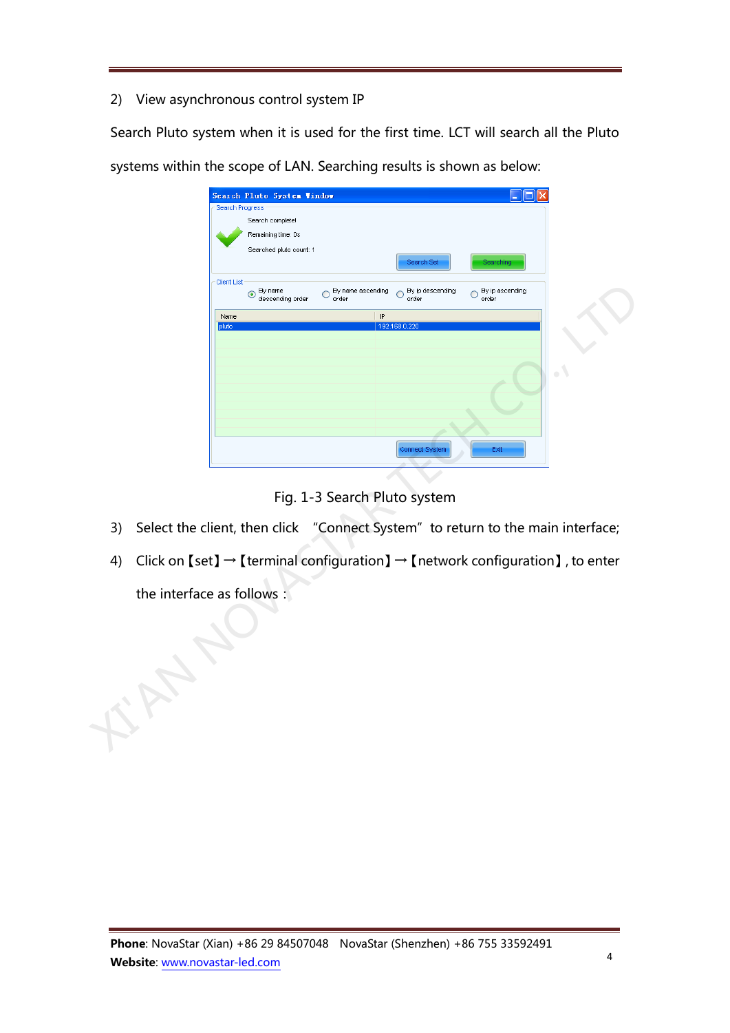2) View asynchronous control system IP

Search Pluto system when it is used for the first time. LCT will search all the Pluto systems within the scope of LAN. Searching results is shown as below:

Fig. 1-3 Search Pluto system

3) Select the client, then click "Connect System" to return to the main interface;

4) Click on【set】→【terminal configuration】→【network configuration】, to enter the interface as follows：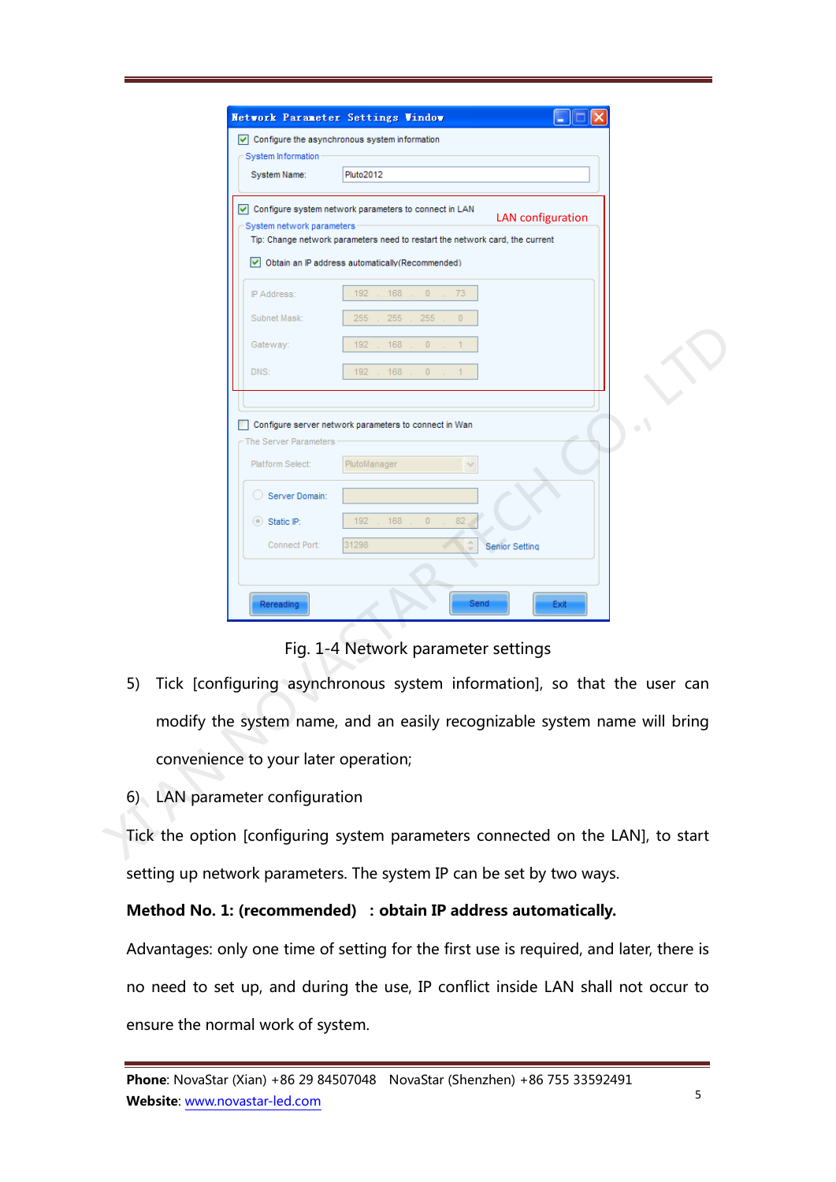Fig. 1-4 Network parameter settings

5) Tick [configuring asynchronous system information], so that the user can modify the system name, and an easily recognizable system name will bring convenience to your later operation;

6) LAN parameter configuration

Tick the option [configuring system parameters connected on the LAN], to start setting up network parameters. The system IP can be set by two ways.

**Method No. 1: (recommended) : obtain IP address automatically.**

Advantages: only one time of setting for the first use is required, and later, there is no need to set up, and during the use, IP conflict inside LAN shall not occur to ensure the normal work of system.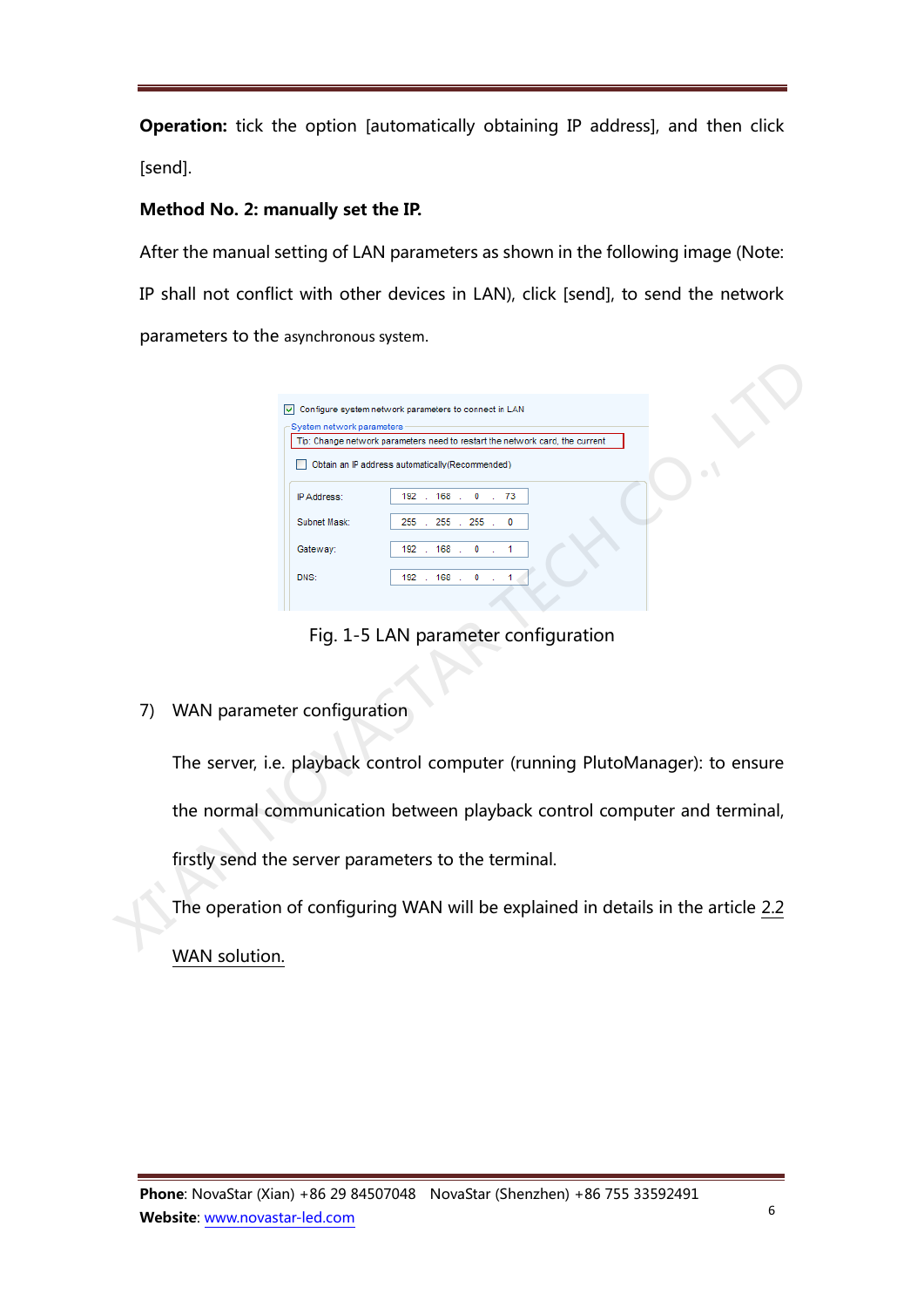**Operation:** tick the option [automatically obtaining IP address], and then click [send].

**Method No. 2: manually set the IP.**

After the manual setting of LAN parameters as shown in the following image (Note: IP shall not conflict with other devices in LAN), click [send], to send the network parameters to the asynchronous system.

Fig. 1-5 LAN parameter configuration

7) WAN parameter configuration

The server, i.e. playback control computer (running PlutoManager): to ensure the normal communication between playback control computer and terminal, firstly send the server parameters to the terminal.

The operation of configuring WAN will be explained in details in the article 2.2 WAN solution.

**Phone**: NovaStar (Xian) +86 29 84507048 NovaStar (Shenzhen) +86 755 33592491
**Website**: www.novastar-led.com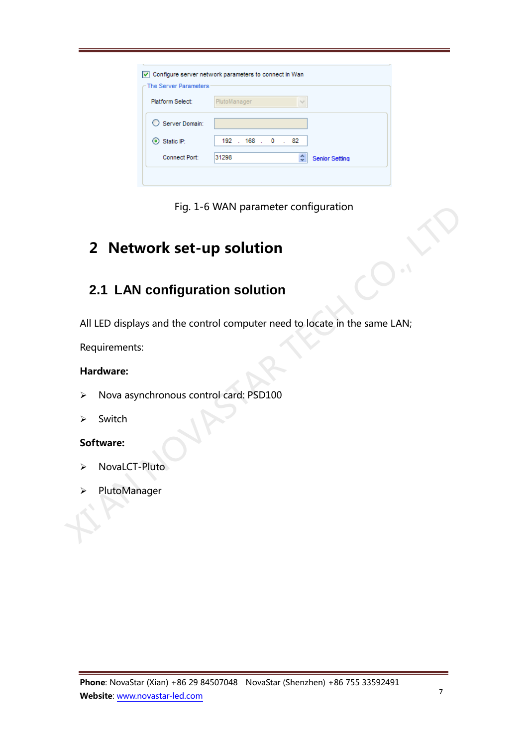Fig. 1-6 WAN parameter configuration

# 2 Network set-up solution

## 2.1 LAN configuration solution

All LED displays and the control computer need to locate in the same LAN;

Requirements:

**Hardware:**

- Nova asynchronous control card: PSD100
- Switch

**Software:**

- NovaLCT-Pluto
- PlutoManager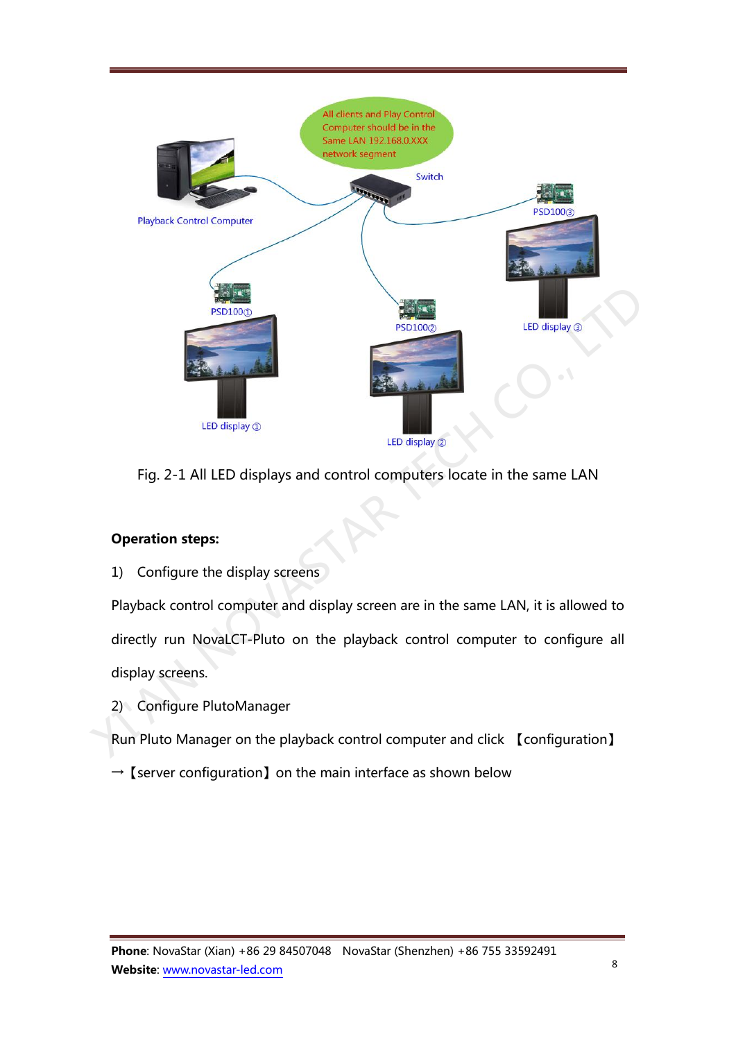Fig. 2-1 All LED displays and control computers locate in the same LAN

**Operation steps:**

1) Configure the display screens

Playback control computer and display screen are in the same LAN, it is allowed to directly run NovaLCT-Pluto on the playback control computer to configure all display screens.

2) Configure PlutoManager

Run Pluto Manager on the playback control computer and click 【configuration】→【server configuration】on the main interface as shown below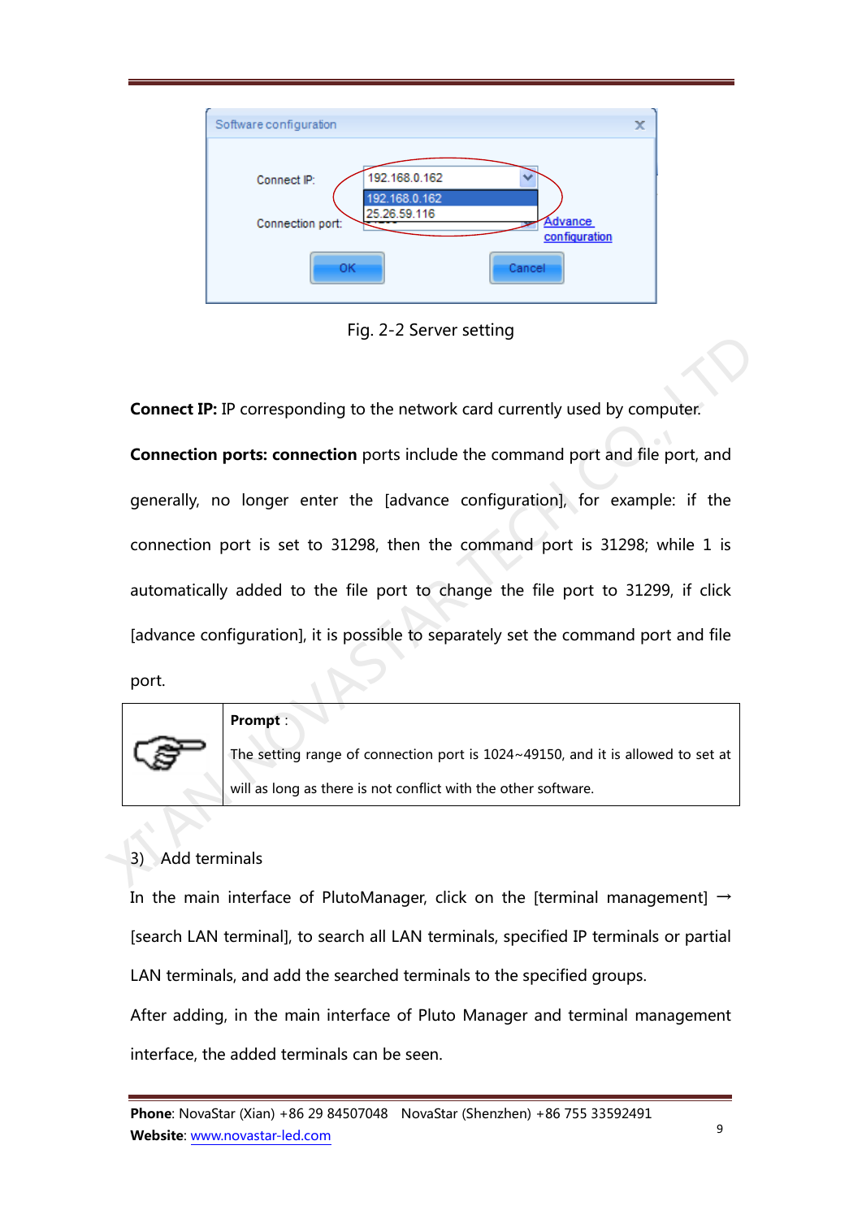Fig. 2-2 Server setting

**Connect IP:** IP corresponding to the network card currently used by computer.

**Connection ports: connection** ports include the command port and file port, and generally, no longer enter the [advance configuration], for example: if the connection port is set to 31298, then the command port is 31298; while 1 is automatically added to the file port to change the file port to 31299, if click [advance configuration], it is possible to separately set the command port and file port.

| | **Prompt**：<br>The setting range of connection port is 1024~49150, and it is allowed to set at will as long as there is not conflict with the other software. |
|---|---|

3) Add terminals

In the main interface of PlutoManager, click on the [terminal management] → [search LAN terminal], to search all LAN terminals, specified IP terminals or partial LAN terminals, and add the searched terminals to the specified groups.

After adding, in the main interface of Pluto Manager and terminal management interface, the added terminals can be seen.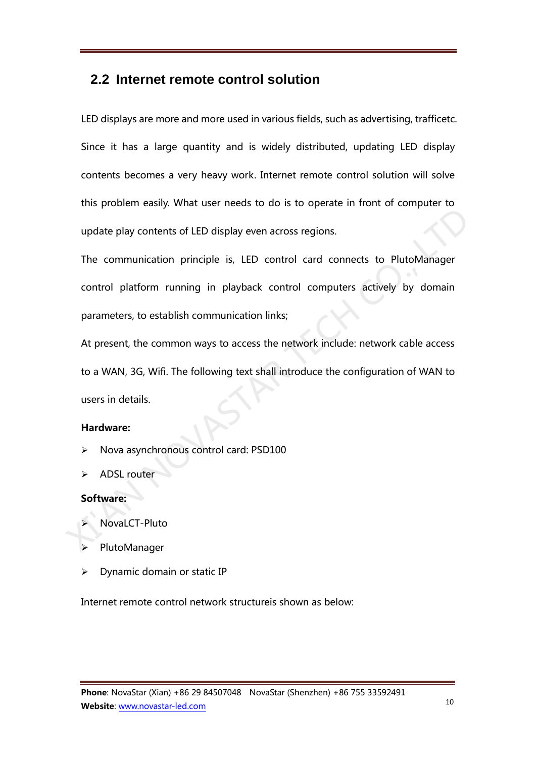## 2.2 Internet remote control solution

LED displays are more and more used in various fields, such as advertising, trafficetc. Since it has a large quantity and is widely distributed, updating LED display contents becomes a very heavy work. Internet remote control solution will solve this problem easily. What user needs to do is to operate in front of computer to update play contents of LED display even across regions.

The communication principle is, LED control card connects to PlutoManager control platform running in playback control computers actively by domain parameters, to establish communication links;

At present, the common ways to access the network include: network cable access to a WAN, 3G, Wifi. The following text shall introduce the configuration of WAN to users in details.

**Hardware:**

- Nova asynchronous control card: PSD100
- ADSL router

**Software:**

- NovaLCT-Pluto
- PlutoManager
- Dynamic domain or static IP

Internet remote control network structureis shown as below: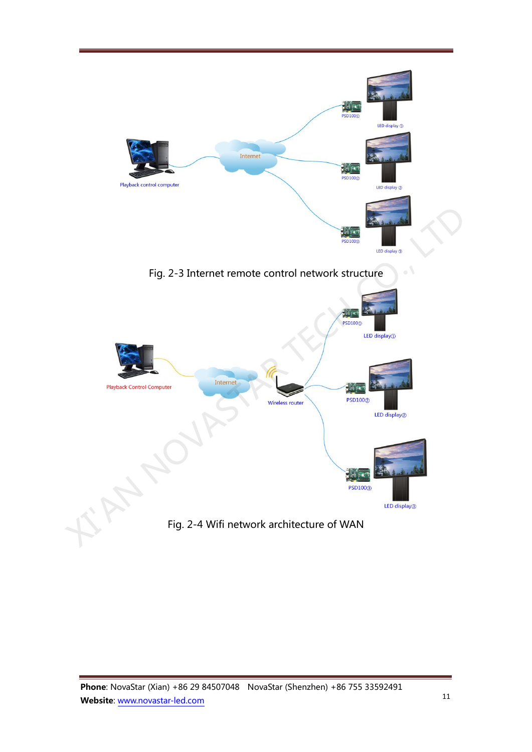Fig. 2-3 Internet remote control network structure

Fig. 2-4 Wifi network architecture of WAN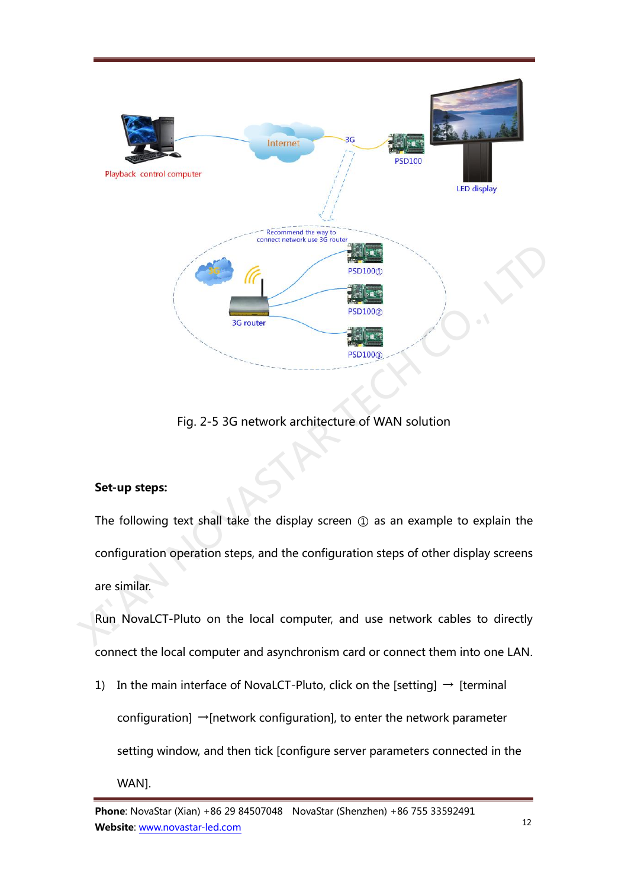Fig. 2-5 3G network architecture of WAN solution

**Set-up steps:**

The following text shall take the display screen ① as an example to explain the configuration operation steps, and the configuration steps of other display screens are similar.

Run NovaLCT-Pluto on the local computer, and use network cables to directly connect the local computer and asynchronism card or connect them into one LAN.

1) In the main interface of NovaLCT-Pluto, click on the [setting] → [terminal configuration] →[network configuration], to enter the network parameter setting window, and then tick [configure server parameters connected in the WAN].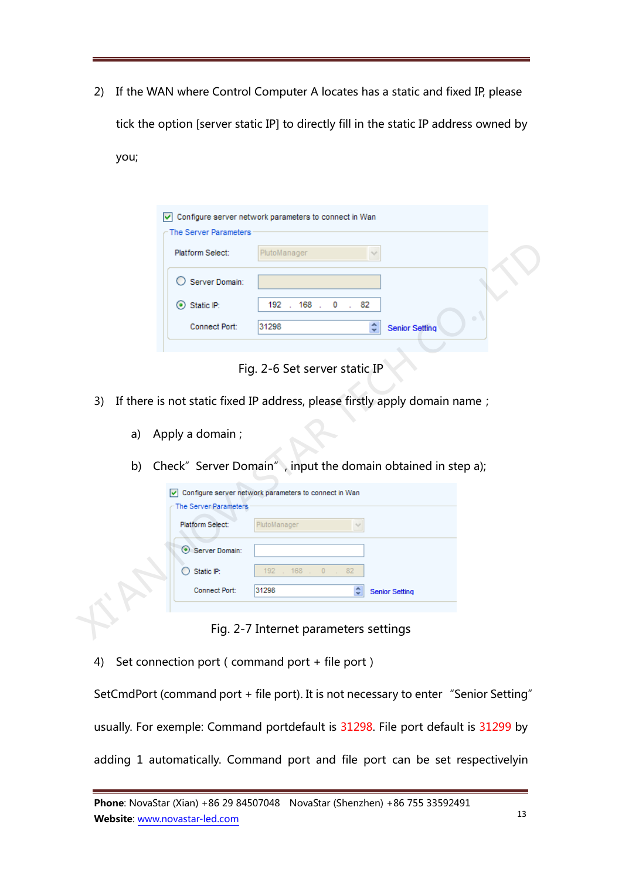2) If the WAN where Control Computer A locates has a static and fixed IP, please tick the option [server static IP] to directly fill in the static IP address owned by you;

Fig. 2-6 Set server static IP

3) If there is not static fixed IP address, please firstly apply domain name；

   a) Apply a domain；

   b) Check" Server Domain"，input the domain obtained in step a);

Fig. 2-7 Internet parameters settings

4) Set connection port ( command port + file port )

SetCmdPort (command port + file port). It is not necessary to enter "Senior Setting" usually. For exemple: Command portdefault is 31298. File port default is 31299 by adding 1 automatically. Command port and file port can be set respectivelyin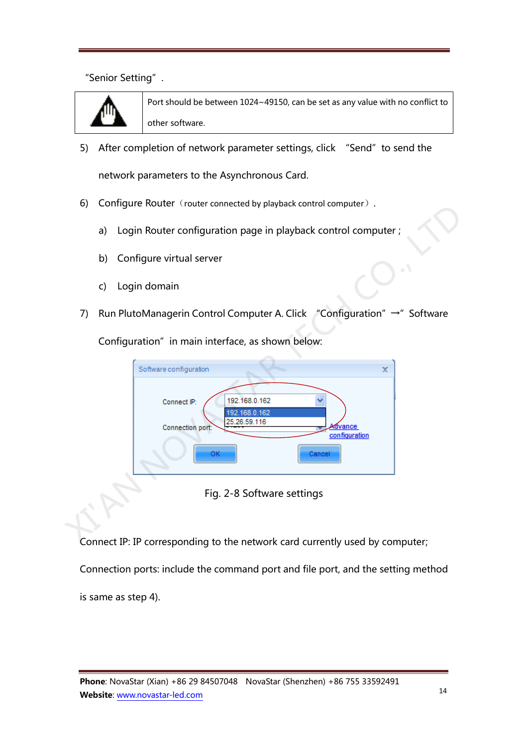"Senior Setting".

| | |
|---|---|
| ⚠ | Port should be between 1024~49150, can be set as any value with no conflict to other software. |

5) After completion of network parameter settings, click "Send" to send the network parameters to the Asynchronous Card.

6) Configure Router（router connected by playback control computer）.

   a) Login Router configuration page in playback control computer ;

   b) Configure virtual server

   c) Login domain

7) Run PlutoManagerin Control Computer A. Click "Configuration" →" Software Configuration" in main interface, as shown below:

Fig. 2-8 Software settings

Connect IP: IP corresponding to the network card currently used by computer;

Connection ports: include the command port and file port, and the setting method is same as step 4).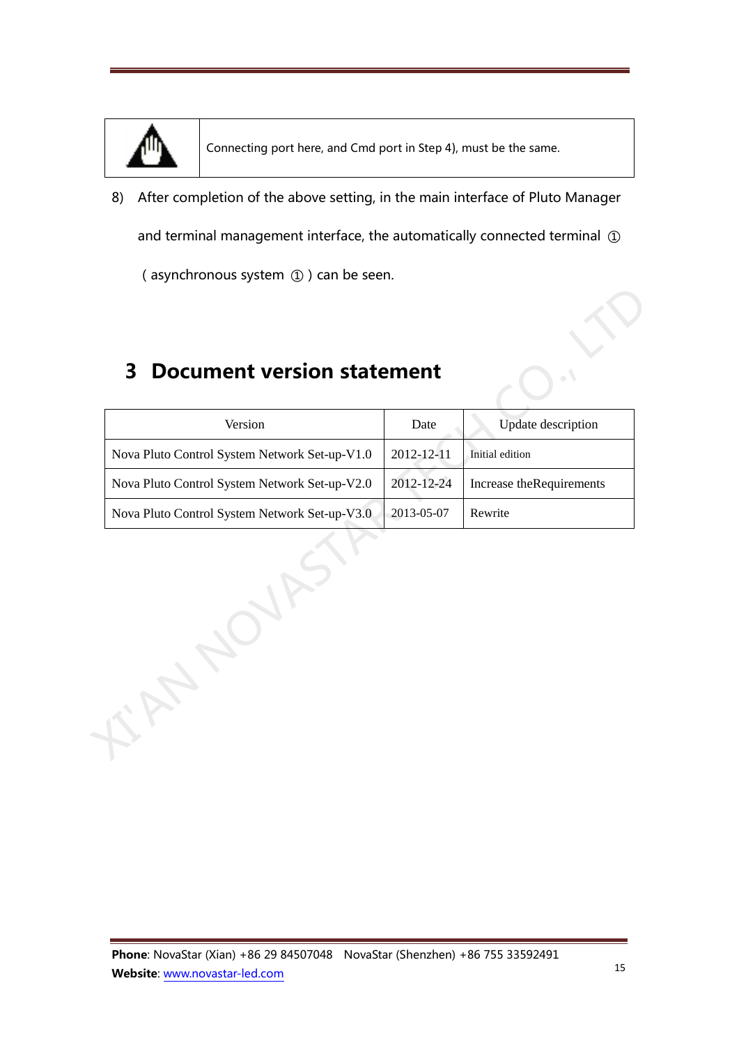| | |
|---|---|
| | Connecting port here, and Cmd port in Step 4), must be the same. |

8) After completion of the above setting, in the main interface of Pluto Manager and terminal management interface, the automatically connected terminal ① ( asynchronous system ① ) can be seen.

# 3 Document version statement

| Version | Date | Update description |
|---|---|---|
| Nova Pluto Control System Network Set-up-V1.0 | 2012-12-11 | Initial edition |
| Nova Pluto Control System Network Set-up-V2.0 | 2012-12-24 | Increase theRequirements |
| Nova Pluto Control System Network Set-up-V3.0 | 2013-05-07 | Rewrite |